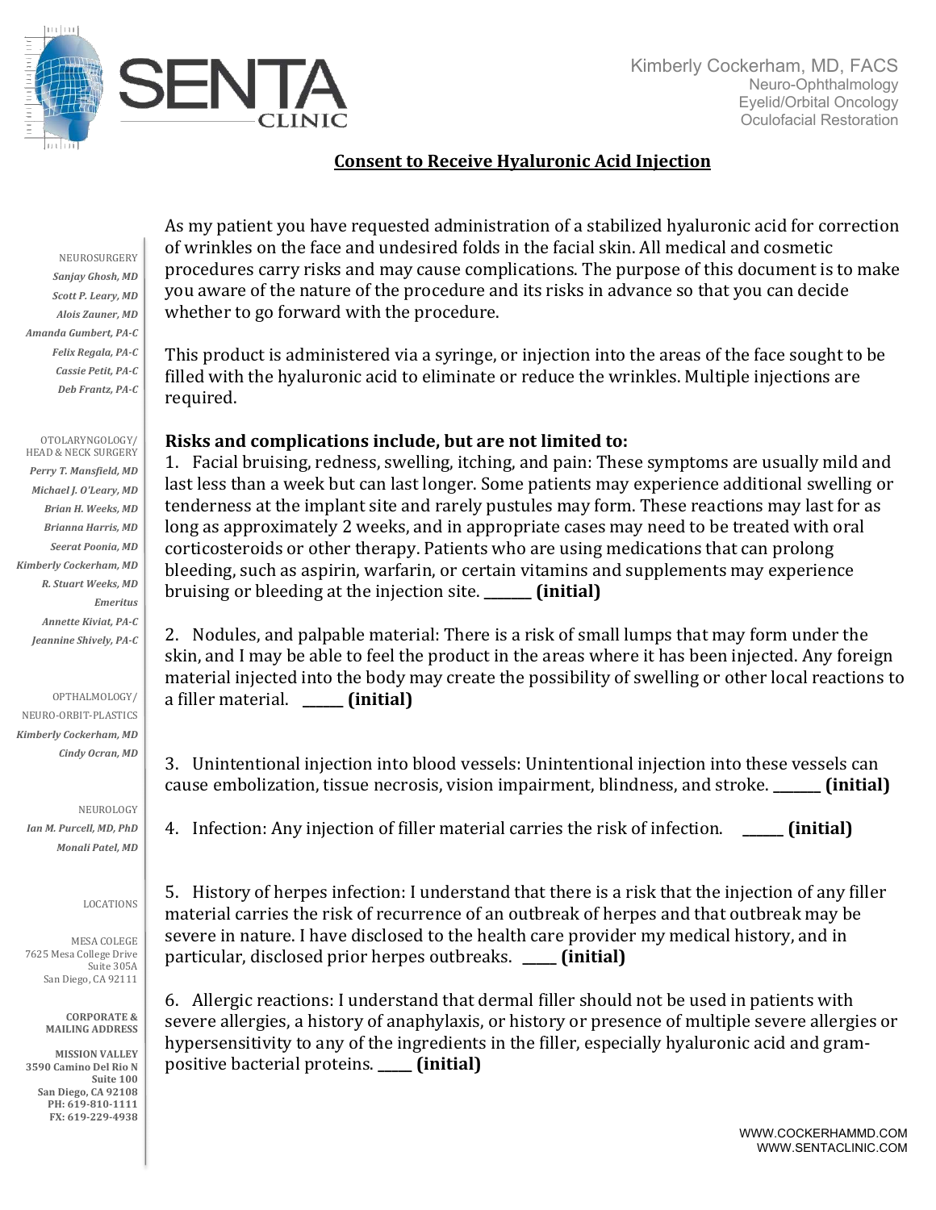SENTA CLINIC

Kimberly Cockerham, MD, FACS
Neuro-Ophthalmology
Eyelid/Orbital Oncology
Oculofacial Restoration

NEUROSURGERY
*Sanjay Ghosh, MD*
*Scott P. Leary, MD*
*Alois Zauner, MD*
*Amanda Gumbert, PA-C*
*Felix Regala, PA-C*
*Cassie Petit, PA-C*
*Deb Frantz, PA-C*

OTOLARYNGOLOGY/
HEAD & NECK SURGERY
*Perry T. Mansfield, MD*
*Michael J. O'Leary, MD*
*Brian H. Weeks, MD*
*Brianna Harris, MD*
*Seerat Poonia, MD*
*Kimberly Cockerham, MD*
*R. Stuart Weeks, MD*
*Emeritus*
*Annette Kiviat, PA-C*
*Jeannine Shively, PA-C*

OPTHALMOLOGY/
NEURO-ORBIT-PLASTICS
*Kimberly Cockerham, MD*
*Cindy Ocran, MD*

NEUROLOGY
*Ian M. Purcell, MD, PhD*
*Monali Patel, MD*

LOCATIONS

MESA COLEGE
7625 Mesa College Drive
Suite 305A
San Diego, CA 92111

**CORPORATE & MAILING ADDRESS**

**MISSION VALLEY**
**3590 Camino Del Rio N**
**Suite 100**
**San Diego, CA 92108**
**PH: 619-810-1111**
**FX: 619-229-4938**

## Consent to Receive Hyaluronic Acid Injection

As my patient you have requested administration of a stabilized hyaluronic acid for correction of wrinkles on the face and undesired folds in the facial skin. All medical and cosmetic procedures carry risks and may cause complications. The purpose of this document is to make you aware of the nature of the procedure and its risks in advance so that you can decide whether to go forward with the procedure.

This product is administered via a syringe, or injection into the areas of the face sought to be filled with the hyaluronic acid to eliminate or reduce the wrinkles. Multiple injections are required.

**Risks and complications include, but are not limited to:**

1. Facial bruising, redness, swelling, itching, and pain: These symptoms are usually mild and last less than a week but can last longer. Some patients may experience additional swelling or tenderness at the implant site and rarely pustules may form. These reactions may last for as long as approximately 2 weeks, and in appropriate cases may need to be treated with oral corticosteroids or other therapy. Patients who are using medications that can prolong bleeding, such as aspirin, warfarin, or certain vitamins and supplements may experience bruising or bleeding at the injection site. _______ **(initial)**

2. Nodules, and palpable material: There is a risk of small lumps that may form under the skin, and I may be able to feel the product in the areas where it has been injected. Any foreign material injected into the body may create the possibility of swelling or other local reactions to a filler material. ______ **(initial)**

3. Unintentional injection into blood vessels: Unintentional injection into these vessels can cause embolization, tissue necrosis, vision impairment, blindness, and stroke. _______ **(initial)**

4. Infection: Any injection of filler material carries the risk of infection. ______ **(initial)**

5. History of herpes infection: I understand that there is a risk that the injection of any filler material carries the risk of recurrence of an outbreak of herpes and that outbreak may be severe in nature. I have disclosed to the health care provider my medical history, and in particular, disclosed prior herpes outbreaks. _____ **(initial)**

6. Allergic reactions: I understand that dermal filler should not be used in patients with severe allergies, a history of anaphylaxis, or history or presence of multiple severe allergies or hypersensitivity to any of the ingredients in the filler, especially hyaluronic acid and gram-positive bacterial proteins. _____ **(initial)**

WWW.COCKERHAMMD.COM
WWW.SENTACLINIC.COM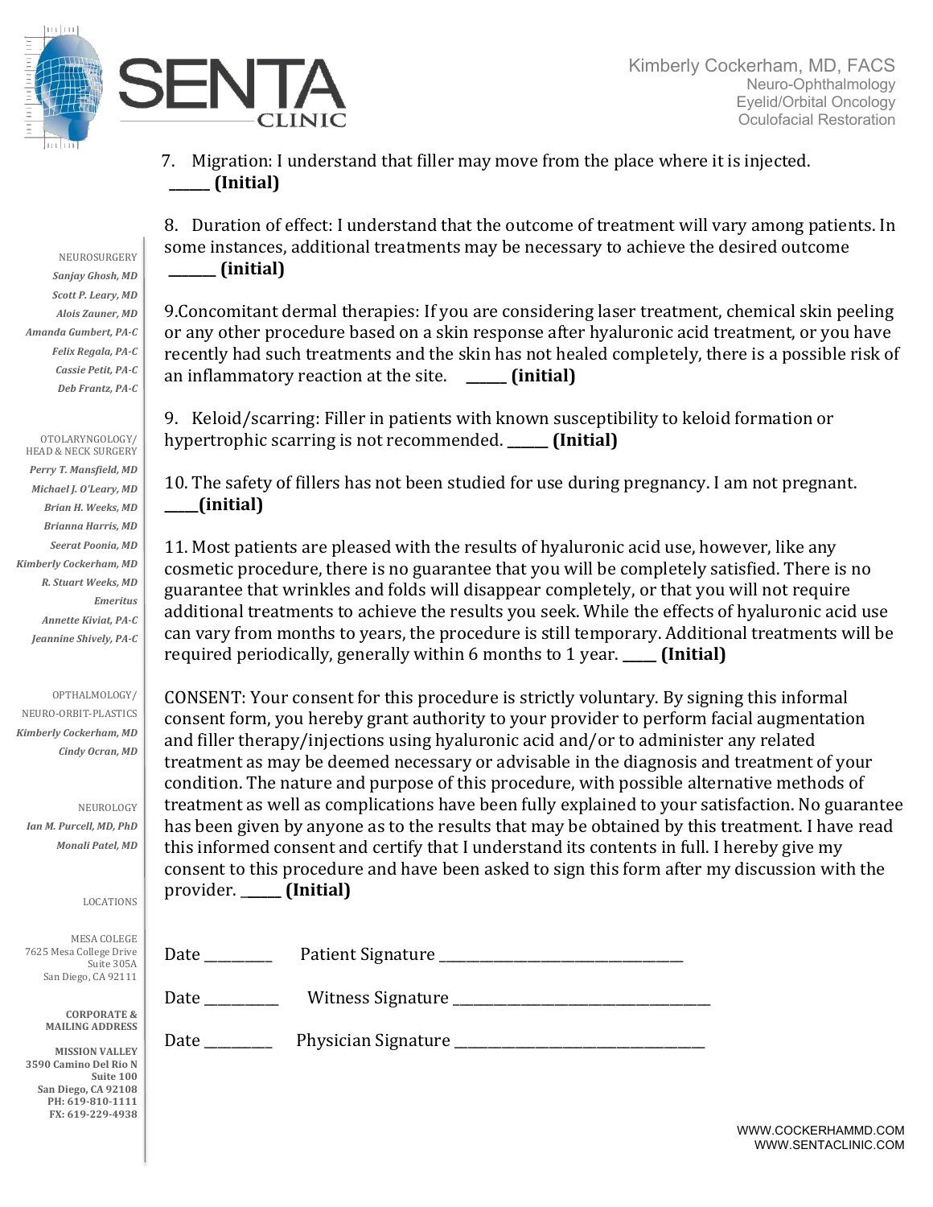Kimberly Cockerham, MD, FACS
Neuro-Ophthalmology
Eyelid/Orbital Oncology
Oculofacial Restoration

7. Migration: I understand that filler may move from the place where it is injected.
______ **(Initial)**

8. Duration of effect: I understand that the outcome of treatment will vary among patients. In some instances, additional treatments may be necessary to achieve the desired outcome
_______ **(initial)**

9.Concomitant dermal therapies: If you are considering laser treatment, chemical skin peeling or any other procedure based on a skin response after hyaluronic acid treatment, or you have recently had such treatments and the skin has not healed completely, there is a possible risk of an inflammatory reaction at the site. ______ **(initial)**

9. Keloid/scarring: Filler in patients with known susceptibility to keloid formation or hypertrophic scarring is not recommended. ______ **(Initial)**

10. The safety of fillers has not been studied for use during pregnancy. I am not pregnant.
_____**(initial)**

11. Most patients are pleased with the results of hyaluronic acid use, however, like any cosmetic procedure, there is no guarantee that you will be completely satisfied. There is no guarantee that wrinkles and folds will disappear completely, or that you will not require additional treatments to achieve the results you seek. While the effects of hyaluronic acid use can vary from months to years, the procedure is still temporary. Additional treatments will be required periodically, generally within 6 months to 1 year. _____ **(Initial)**

CONSENT: Your consent for this procedure is strictly voluntary. By signing this informal consent form, you hereby grant authority to your provider to perform facial augmentation and filler therapy/injections using hyaluronic acid and/or to administer any related treatment as may be deemed necessary or advisable in the diagnosis and treatment of your condition. The nature and purpose of this procedure, with possible alternative methods of treatment as well as complications have been fully explained to your satisfaction. No guarantee has been given by anyone as to the results that may be obtained by this treatment. I have read this informed consent and certify that I understand its contents in full. I hereby give my consent to this procedure and have been asked to sign this form after my discussion with the provider. ______ **(Initial)**

Date _________ Patient Signature ___________________________________

Date _________ Witness Signature ___________________________________

Date _________ Physician Signature ___________________________________

NEUROSURGERY
*Sanjay Ghosh, MD*
*Scott P. Leary, MD*
*Alois Zauner, MD*
*Amanda Gumbert, PA-C*
*Felix Regala, PA-C*
*Cassie Petit, PA-C*
*Deb Frantz, PA-C*

OTOLARYNGOLOGY/
HEAD & NECK SURGERY
*Perry T. Mansfield, MD*
*Michael J. O'Leary, MD*
*Brian H. Weeks, MD*
*Brianna Harris, MD*
*Seerat Poonia, MD*
*Kimberly Cockerham, MD*
*R. Stuart Weeks, MD*
*Emeritus*
*Annette Kiviat, PA-C*
*Jeannine Shively, PA-C*

OPTHALMOLOGY/
NEURO-ORBIT-PLASTICS
*Kimberly Cockerham, MD*
*Cindy Ocran, MD*

NEUROLOGY
*Ian M. Purcell, MD, PhD*
*Monali Patel, MD*

LOCATIONS

MESA COLEGE
7625 Mesa College Drive
Suite 305A
San Diego, CA 92111

**CORPORATE & MAILING ADDRESS**

**MISSION VALLEY**
**3590 Camino Del Rio N**
**Suite 100**
**San Diego, CA 92108**
**PH: 619-810-1111**
**FX: 619-229-4938**

WWW.COCKERHAMMD.COM
WWW.SENTACLINIC.COM